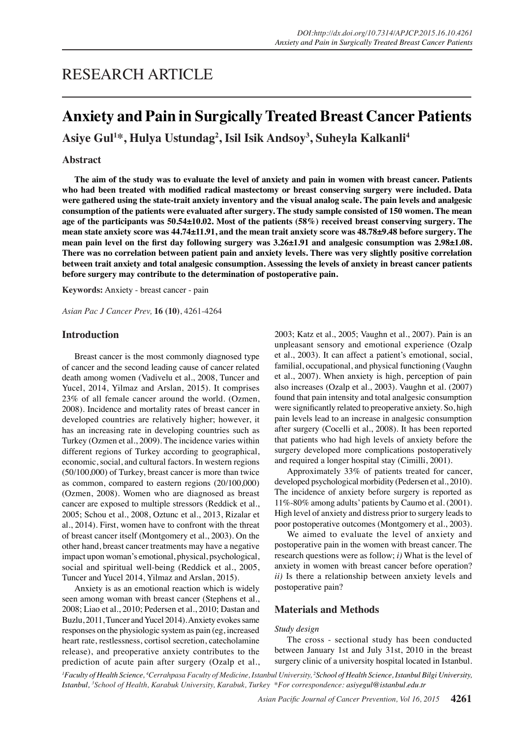RESEARCH ARTICLE

# Anxiety and Pain in Surgically Treated Breast Cancer Patients

**Asiye Gul[1]*, Hulya Ustundag[2], Isil Isik Andsoy[3], Suheyla Kalkanli[4]**

## Abstract

**The aim of the study was to evaluate the level of anxiety and pain in women with breast cancer. Patients who had been treated with modified radical mastectomy or breast conserving surgery were included. Data were gathered using the state-trait anxiety inventory and the visual analog scale. The pain levels and analgesic consumption of the patients were evaluated after surgery. The study sample consisted of 150 women. The mean age of the participants was 50.54±10.02. Most of the patients (58%) received breast conserving surgery. The mean state anxiety score was 44.74±11.91, and the mean trait anxiety score was 48.78±9.48 before surgery. The mean pain level on the first day following surgery was 3.26±1.91 and analgesic consumption was 2.98±1.08. There was no correlation between patient pain and anxiety levels. There was very slightly positive correlation between trait anxiety and total analgesic consumption. Assessing the levels of anxiety in breast cancer patients before surgery may contribute to the determination of postoperative pain.**

**Keywords:** Anxiety - breast cancer - pain

## Introduction

Breast cancer is the most commonly diagnosed type of cancer and the second leading cause of cancer related death among women (Vadivelu et al., 2008, Tuncer and Yucel, 2014, Yilmaz and Arslan, 2015). It comprises 23% of all female cancer around the world. (Ozmen, 2008). Incidence and mortality rates of breast cancer in developed countries are relatively higher; however, it has an increasing rate in developing countries such as Turkey (Ozmen et al., 2009). The incidence varies within different regions of Turkey according to geographical, economic, social, and cultural factors. In western regions (50/100,000) of Turkey, breast cancer is more than twice as common, compared to eastern regions (20/100,000) (Ozmen, 2008). Women who are diagnosed as breast cancer are exposed to multiple stressors (Reddick et al., 2005; Schou et al., 2008, Oztunc et al., 2013, Rizalar et al., 2014). First, women have to confront with the threat of breast cancer itself (Montgomery et al., 2003). On the other hand, breast cancer treatments may have a negative impact upon woman's emotional, physical, psychological, social and spiritual well-being (Reddick et al., 2005, Tuncer and Yucel 2014, Yilmaz and Arslan, 2015).

Anxiety is as an emotional reaction which is widely seen among woman with breast cancer (Stephens et al., 2008; Liao et al., 2010; Pedersen et al., 2010; Dastan and Buzlu, 2011, Tuncer and Yucel 2014). Anxiety evokes same responses on the physiologic system as pain (eg, increased heart rate, restlessness, cortisol secretion, catecholamine release), and preoperative anxiety contributes to the prediction of acute pain after surgery (Ozalp et al., 2003; Katz et al., 2005; Vaughn et al., 2007). Pain is an unpleasant sensory and emotional experience (Ozalp et al., 2003). It can affect a patient's emotional, social, familial, occupational, and physical functioning (Vaughn et al., 2007). When anxiety is high, perception of pain also increases (Ozalp et al., 2003). Vaughn et al. (2007) found that pain intensity and total analgesic consumption were significantly related to preoperative anxiety. So, high pain levels lead to an increase in analgesic consumption after surgery (Cocelli et al., 2008). It has been reported that patients who had high levels of anxiety before the surgery developed more complications postoperatively and required a longer hospital stay (Cimilli, 2001).

Approximately 33% of patients treated for cancer, developed psychological morbidity (Pedersen et al., 2010). The incidence of anxiety before surgery is reported as 11%-80% among adults' patients by Caumo et al. (2001). High level of anxiety and distress prior to surgery leads to poor postoperative outcomes (Montgomery et al., 2003).

We aimed to evaluate the level of anxiety and postoperative pain in the women with breast cancer. The research questions were as follow; *i)* What is the level of anxiety in women with breast cancer before operation? *ii)* Is there a relationship between anxiety levels and postoperative pain?

## Materials and Methods

*Study design*

The cross - sectional study has been conducted between January 1st and July 31st, 2010 in the breast surgery clinic of a university hospital located in Istanbul.

*[1]Faculty of Health Science, [4]Cerrahpasa Faculty of Medicine, Istanbul University, [2]School of Health Science, Istanbul Bilgi University, Istanbul, [3]School of Health, Karabuk University, Karabuk, Turkey *For correspondence: asiyegul@istanbul.edu.tr*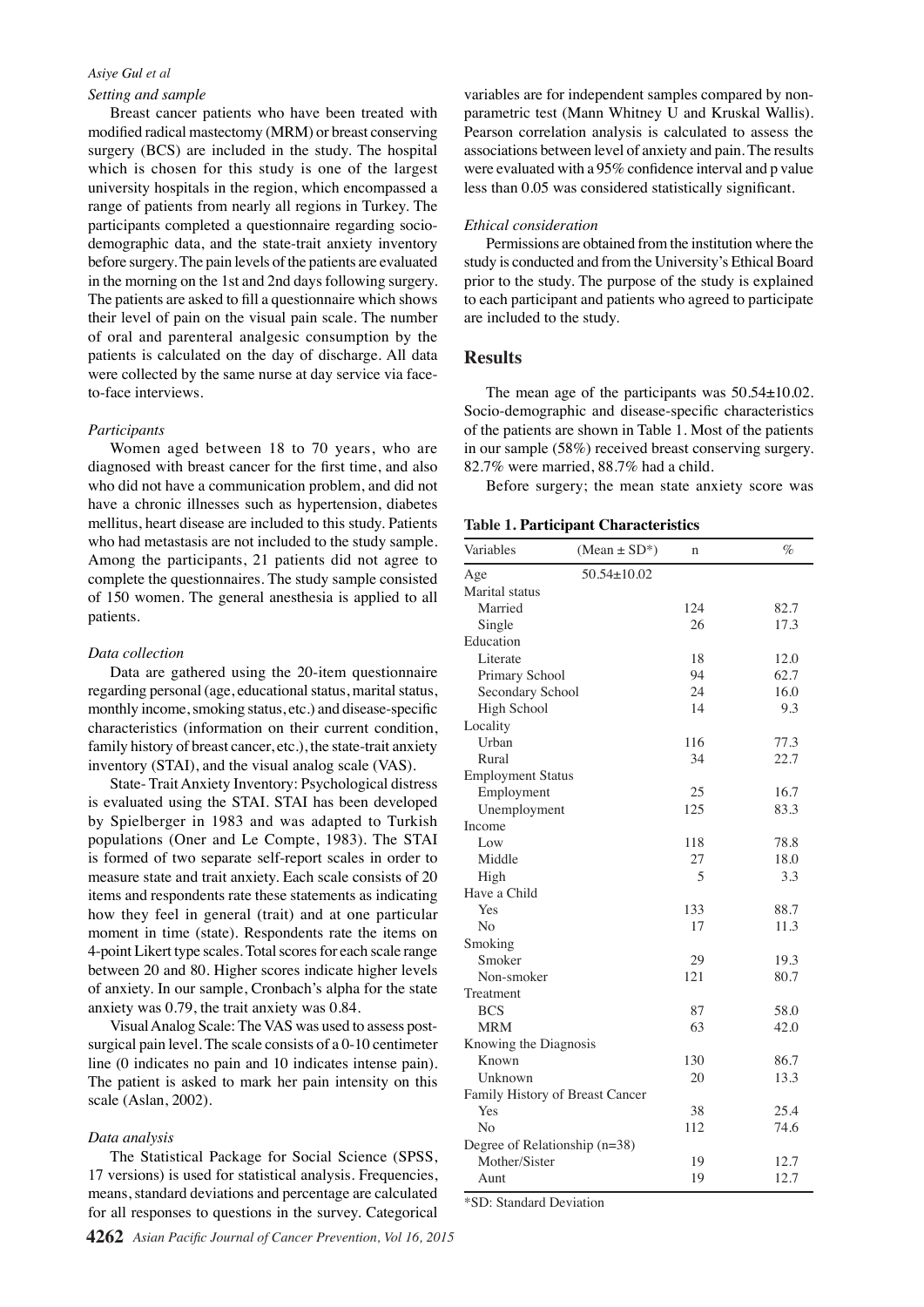*Setting and sample*

Breast cancer patients who have been treated with modified radical mastectomy (MRM) or breast conserving surgery (BCS) are included in the study. The hospital which is chosen for this study is one of the largest university hospitals in the region, which encompassed a range of patients from nearly all regions in Turkey. The participants completed a questionnaire regarding socio-demographic data, and the state-trait anxiety inventory before surgery. The pain levels of the patients are evaluated in the morning on the 1st and 2nd days following surgery. The patients are asked to fill a questionnaire which shows their level of pain on the visual pain scale. The number of oral and parenteral analgesic consumption by the patients is calculated on the day of discharge. All data were collected by the same nurse at day service via face-to-face interviews.

*Participants*

Women aged between 18 to 70 years, who are diagnosed with breast cancer for the first time, and also who did not have a communication problem, and did not have a chronic illnesses such as hypertension, diabetes mellitus, heart disease are included to this study. Patients who had metastasis are not included to the study sample. Among the participants, 21 patients did not agree to complete the questionnaires. The study sample consisted of 150 women. The general anesthesia is applied to all patients.

*Data collection*

Data are gathered using the 20-item questionnaire regarding personal (age, educational status, marital status, monthly income, smoking status, etc.) and disease-specific characteristics (information on their current condition, family history of breast cancer, etc.), the state-trait anxiety inventory (STAI), and the visual analog scale (VAS).

State- Trait Anxiety Inventory: Psychological distress is evaluated using the STAI. STAI has been developed by Spielberger in 1983 and was adapted to Turkish populations (Oner and Le Compte, 1983). The STAI is formed of two separate self-report scales in order to measure state and trait anxiety. Each scale consists of 20 items and respondents rate these statements as indicating how they feel in general (trait) and at one particular moment in time (state). Respondents rate the items on 4-point Likert type scales. Total scores for each scale range between 20 and 80. Higher scores indicate higher levels of anxiety. In our sample, Cronbach's alpha for the state anxiety was 0.79, the trait anxiety was 0.84.

Visual Analog Scale: The VAS was used to assess post-surgical pain level. The scale consists of a 0-10 centimeter line (0 indicates no pain and 10 indicates intense pain). The patient is asked to mark her pain intensity on this scale (Aslan, 2002).

*Data analysis*

The Statistical Package for Social Science (SPSS, 17 versions) is used for statistical analysis. Frequencies, means, standard deviations and percentage are calculated for all responses to questions in the survey. Categorical variables are for independent samples compared by non-parametric test (Mann Whitney U and Kruskal Wallis). Pearson correlation analysis is calculated to assess the associations between level of anxiety and pain. The results were evaluated with a 95% confidence interval and p value less than 0.05 was considered statistically significant.

*Ethical consideration*

Permissions are obtained from the institution where the study is conducted and from the University's Ethical Board prior to the study. The purpose of the study is explained to each participant and patients who agreed to participate are included to the study.

## Results

The mean age of the participants was 50.54±10.02. Socio-demographic and disease-specific characteristics of the patients are shown in Table 1. Most of the patients in our sample (58%) received breast conserving surgery. 82.7% were married, 88.7% had a child.

Before surgery; the mean state anxiety score was

**Table 1. Participant Characteristics**

| Variables | (Mean ± SD*) | n | % |
|---|---|---|---|
| Age | 50.54±10.02 | | |
| Marital status | | | |
| Married | | 124 | 82.7 |
| Single | | 26 | 17.3 |
| Education | | | |
| Literate | | 18 | 12.0 |
| Primary School | | 94 | 62.7 |
| Secondary School | | 24 | 16.0 |
| High School | | 14 | 9.3 |
| Locality | | | |
| Urban | | 116 | 77.3 |
| Rural | | 34 | 22.7 |
| Employment Status | | | |
| Employment | | 25 | 16.7 |
| Unemployment | | 125 | 83.3 |
| Income | | | |
| Low | | 118 | 78.8 |
| Middle | | 27 | 18.0 |
| High | | 5 | 3.3 |
| Have a Child | | | |
| Yes | | 133 | 88.7 |
| No | | 17 | 11.3 |
| Smoking | | | |
| Smoker | | 29 | 19.3 |
| Non-smoker | | 121 | 80.7 |
| Treatment | | | |
| BCS | | 87 | 58.0 |
| MRM | | 63 | 42.0 |
| Knowing the Diagnosis | | | |
| Known | | 130 | 86.7 |
| Unknown | | 20 | 13.3 |
| Family History of Breast Cancer | | | |
| Yes | | 38 | 25.4 |
| No | | 112 | 74.6 |
| Degree of Relationship (n=38) | | | |
| Mother/Sister | | 19 | 12.7 |
| Aunt | | 19 | 12.7 |

*SD: Standard Deviation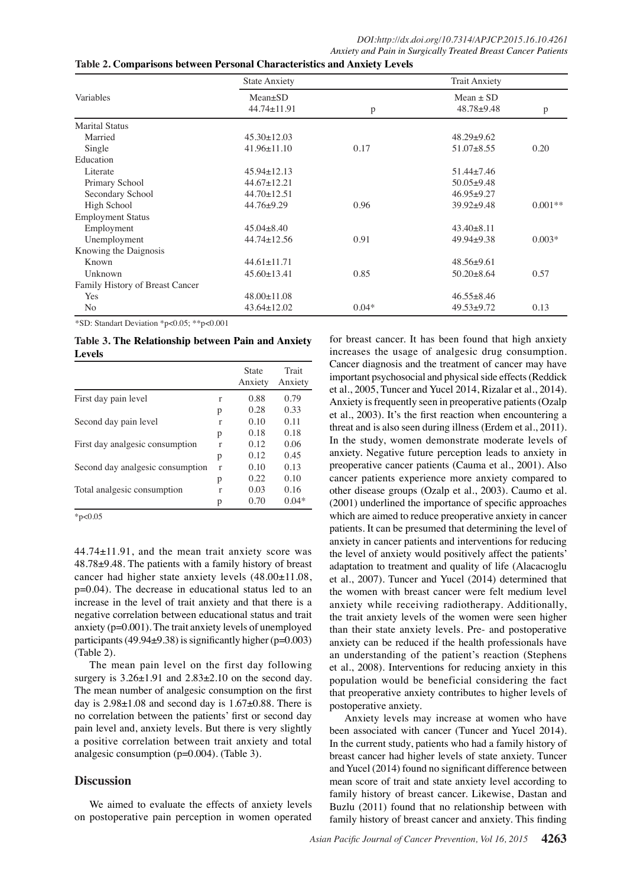**Table 2. Comparisons between Personal Characteristics and Anxiety Levels**

| Variables | State Anxiety | | Trait Anxiety | |
|---|---|---|---|---|
| | Mean±SD 44.74±11.91 | p | Mean ± SD 48.78±9.48 | p |
| Marital Status | | | | |
| Married | 45.30±12.03 | | 48.29±9.62 | |
| Single | 41.96±11.10 | 0.17 | 51.07±8.55 | 0.20 |
| Education | | | | |
| Literate | 45.94±12.13 | | 51.44±7.46 | |
| Primary School | 44.67±12.21 | | 50.05±9.48 | |
| Secondary School | 44.70±12.51 | | 46.95±9.27 | |
| High School | 44.76±9.29 | 0.96 | 39.92±9.48 | 0.001** |
| Employment Status | | | | |
| Employment | 45.04±8.40 | | 43.40±8.11 | |
| Unemployment | 44.74±12.56 | 0.91 | 49.94±9.38 | 0.003* |
| Knowing the Daignosis | | | | |
| Known | 44.61±11.71 | | 48.56±9.61 | |
| Unknown | 45.60±13.41 | 0.85 | 50.20±8.64 | 0.57 |
| Family History of Breast Cancer | | | | |
| Yes | 48.00±11.08 | | 46.55±8.46 | |
| No | 43.64±12.02 | 0.04* | 49.53±9.72 | 0.13 |

*SD: Standart Deviation *p<0.05; **p<0.001

**Table 3. The Relationship between Pain and Anxiety Levels**

| | | State Anxiety | Trait Anxiety |
|---|---|---|---|
| First day pain level | r | 0.88 | 0.79 |
| | p | 0.28 | 0.33 |
| Second day pain level | r | 0.10 | 0.11 |
| | p | 0.18 | 0.18 |
| First day analgesic consumption | r | 0.12 | 0.06 |
| | p | 0.12 | 0.45 |
| Second day analgesic consumption | r | 0.10 | 0.13 |
| | p | 0.22 | 0.10 |
| Total analgesic consumption | r | 0.03 | 0.16 |
| | p | 0.70 | 0.04* |

*p<0.05

44.74±11.91, and the mean trait anxiety score was 48.78±9.48. The patients with a family history of breast cancer had higher state anxiety levels (48.00±11.08, p=0.04). The decrease in educational status led to an increase in the level of trait anxiety and that there is a negative correlation between educational status and trait anxiety (p=0.001). The trait anxiety levels of unemployed participants (49.94±9.38) is significantly higher (p=0.003) (Table 2).

The mean pain level on the first day following surgery is 3.26±1.91 and 2.83±2.10 on the second day. The mean number of analgesic consumption on the first day is 2.98±1.08 and second day is 1.67±0.88. There is no correlation between the patients' first or second day pain level and, anxiety levels. But there is very slightly a positive correlation between trait anxiety and total analgesic consumption (p=0.004). (Table 3).

## Discussion

We aimed to evaluate the effects of anxiety levels on postoperative pain perception in women operated for breast cancer. It has been found that high anxiety increases the usage of analgesic drug consumption. Cancer diagnosis and the treatment of cancer may have important psychosocial and physical side effects (Reddick et al., 2005, Tuncer and Yucel 2014, Rizalar et al., 2014). Anxiety is frequently seen in preoperative patients (Ozalp et al., 2003). It's the first reaction when encountering a threat and is also seen during illness (Erdem et al., 2011). In the study, women demonstrate moderate levels of anxiety. Negative future perception leads to anxiety in preoperative cancer patients (Cauma et al., 2001). Also cancer patients experience more anxiety compared to other disease groups (Ozalp et al., 2003). Caumo et al. (2001) underlined the importance of specific approaches which are aimed to reduce preoperative anxiety in cancer patients. It can be presumed that determining the level of anxiety in cancer patients and interventions for reducing the level of anxiety would positively affect the patients' adaptation to treatment and quality of life (Alacacıoglu et al., 2007). Tuncer and Yucel (2014) determined that the women with breast cancer were felt medium level anxiety while receiving radiotherapy. Additionally, the trait anxiety levels of the women were seen higher than their state anxiety levels. Pre- and postoperative anxiety can be reduced if the health professionals have an understanding of the patient's reaction (Stephens et al., 2008). Interventions for reducing anxiety in this population would be beneficial considering the fact that preoperative anxiety contributes to higher levels of postoperative anxiety.

Anxiety levels may increase at women who have been associated with cancer (Tuncer and Yucel 2014). In the current study, patients who had a family history of breast cancer had higher levels of state anxiety. Tuncer and Yucel (2014) found no significant difference between mean score of trait and state anxiety level according to family history of breast cancer. Likewise, Dastan and Buzlu (2011) found that no relationship between with family history of breast cancer and anxiety. This finding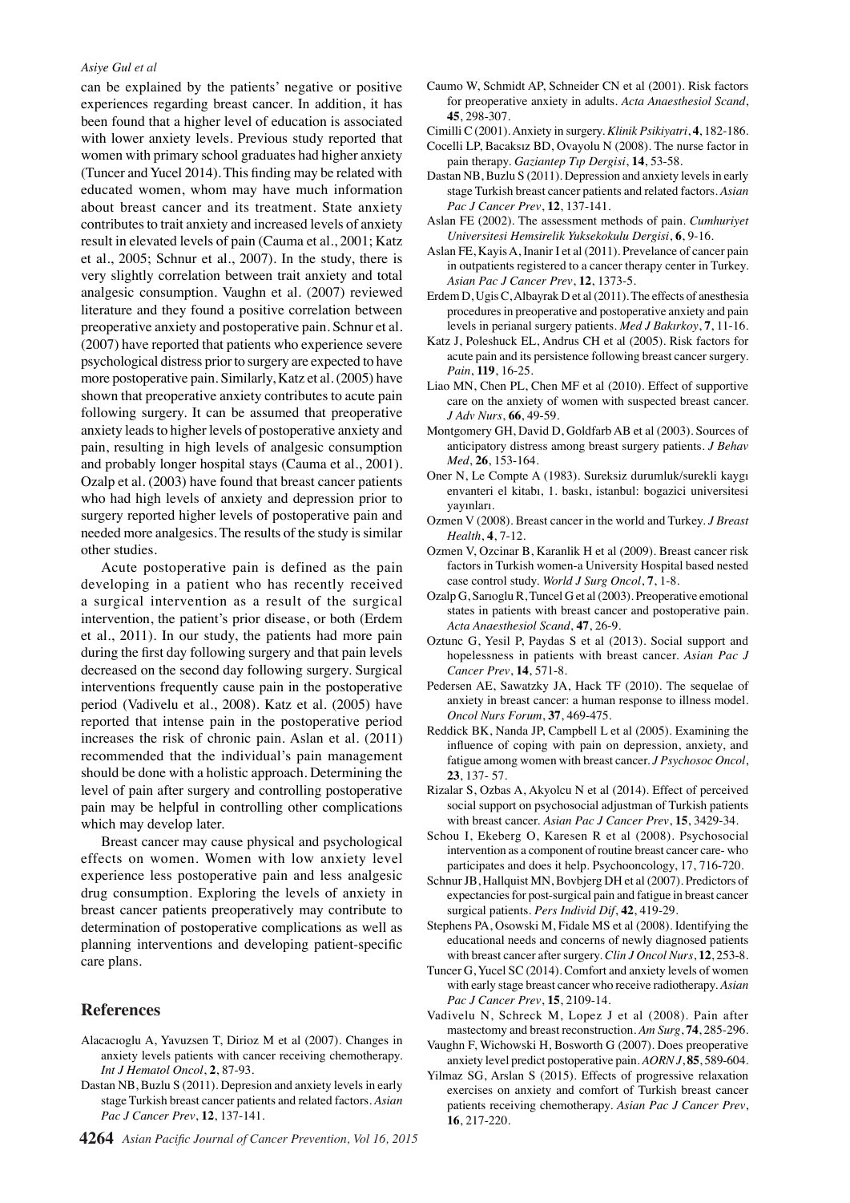can be explained by the patients' negative or positive experiences regarding breast cancer. In addition, it has been found that a higher level of education is associated with lower anxiety levels. Previous study reported that women with primary school graduates had higher anxiety (Tuncer and Yucel 2014). This finding may be related with educated women, whom may have much information about breast cancer and its treatment. State anxiety contributes to trait anxiety and increased levels of anxiety result in elevated levels of pain (Cauma et al., 2001; Katz et al., 2005; Schnur et al., 2007). In the study, there is very slightly correlation between trait anxiety and total analgesic consumption. Vaughn et al. (2007) reviewed literature and they found a positive correlation between preoperative anxiety and postoperative pain. Schnur et al. (2007) have reported that patients who experience severe psychological distress prior to surgery are expected to have more postoperative pain. Similarly, Katz et al. (2005) have shown that preoperative anxiety contributes to acute pain following surgery. It can be assumed that preoperative anxiety leads to higher levels of postoperative anxiety and pain, resulting in high levels of analgesic consumption and probably longer hospital stays (Cauma et al., 2001). Ozalp et al. (2003) have found that breast cancer patients who had high levels of anxiety and depression prior to surgery reported higher levels of postoperative pain and needed more analgesics. The results of the study is similar other studies.

Acute postoperative pain is defined as the pain developing in a patient who has recently received a surgical intervention as a result of the surgical intervention, the patient's prior disease, or both (Erdem et al., 2011). In our study, the patients had more pain during the first day following surgery and that pain levels decreased on the second day following surgery. Surgical interventions frequently cause pain in the postoperative period (Vadivelu et al., 2008). Katz et al. (2005) have reported that intense pain in the postoperative period increases the risk of chronic pain. Aslan et al. (2011) recommended that the individual's pain management should be done with a holistic approach. Determining the level of pain after surgery and controlling postoperative pain may be helpful in controlling other complications which may develop later.

Breast cancer may cause physical and psychological effects on women. Women with low anxiety level experience less postoperative pain and less analgesic drug consumption. Exploring the levels of anxiety in breast cancer patients preoperatively may contribute to determination of postoperative complications as well as planning interventions and developing patient-specific care plans.

## References

Alacacıoglu A, Yavuzsen T, Dirioz M et al (2007). Changes in anxiety levels patients with cancer receiving chemotherapy. *Int J Hematol Oncol*, **2**, 87-93.

Dastan NB, Buzlu S (2011). Depresion and anxiety levels in early stage Turkish breast cancer patients and related factors. *Asian Pac J Cancer Prev*, **12**, 137-141.

Caumo W, Schmidt AP, Schneider CN et al (2001). Risk factors for preoperative anxiety in adults. *Acta Anaesthesiol Scand*, **45**, 298-307.

Cimilli C (2001). Anxiety in surgery. *Klinik Psikiyatri*, **4**, 182-186.

Cocelli LP, Bacaksız BD, Ovayolu N (2008). The nurse factor in pain therapy. *Gaziantep Tıp Dergisi*, **14**, 53-58.

Dastan NB, Buzlu S (2011). Depression and anxiety levels in early stage Turkish breast cancer patients and related factors. *Asian Pac J Cancer Prev*, **12**, 137-141.

Aslan FE (2002). The assessment methods of pain. *Cumhuriyet Universitesi Hemsirelik Yuksekokulu Dergisi*, **6**, 9-16.

Aslan FE, Kayis A, Inanir I et al (2011). Prevelance of cancer pain in outpatients registered to a cancer therapy center in Turkey. *Asian Pac J Cancer Prev*, **12**, 1373-5.

Erdem D, Ugis C, Albayrak D et al (2011). The effects of anesthesia procedures in preoperative and postoperative anxiety and pain levels in perianal surgery patients. *Med J Bakırkoy*, **7**, 11-16.

Katz J, Poleshuck EL, Andrus CH et al (2005). Risk factors for acute pain and its persistence following breast cancer surgery. *Pain*, **119**, 16-25.

Liao MN, Chen PL, Chen MF et al (2010). Effect of supportive care on the anxiety of women with suspected breast cancer. *J Adv Nurs*, **66**, 49-59.

Montgomery GH, David D, Goldfarb AB et al (2003). Sources of anticipatory distress among breast surgery patients. *J Behav Med*, **26**, 153-164.

Oner N, Le Compte A (1983). Sureksiz durumluk/surekli kaygı envanteri el kitabı, 1. baskı, istanbul: bogazici universitesi yayınları.

Ozmen V (2008). Breast cancer in the world and Turkey. *J Breast Health*, **4**, 7-12.

Ozmen V, Ozcinar B, Karanlik H et al (2009). Breast cancer risk factors in Turkish women-a University Hospital based nested case control study. *World J Surg Oncol*, **7**, 1-8.

Ozalp G, Sarıoglu R, Tuncel G et al (2003). Preoperative emotional states in patients with breast cancer and postoperative pain. *Acta Anaesthesiol Scand*, **47**, 26-9.

Oztunc G, Yesil P, Paydas S et al (2013). Social support and hopelessness in patients with breast cancer. *Asian Pac J Cancer Prev*, **14**, 571-8.

Pedersen AE, Sawatzky JA, Hack TF (2010). The sequelae of anxiety in breast cancer: a human response to illness model. *Oncol Nurs Forum*, **37**, 469-475.

Reddick BK, Nanda JP, Campbell L et al (2005). Examining the influence of coping with pain on depression, anxiety, and fatigue among women with breast cancer. *J Psychosoc Oncol*, **23**, 137- 57.

Rizalar S, Ozbas A, Akyolcu N et al (2014). Effect of perceived social support on psychosocial adjustman of Turkish patients with breast cancer. *Asian Pac J Cancer Prev*, **15**, 3429-34.

Schou I, Ekeberg O, Karesen R et al (2008). Psychosocial intervention as a component of routine breast cancer care- who participates and does it help. Psychooncology, 17, 716-720.

Schnur JB, Hallquist MN, Bovbjerg DH et al (2007). Predictors of expectancies for post-surgical pain and fatigue in breast cancer surgical patients. *Pers Individ Dif*, **42**, 419-29.

Stephens PA, Osowski M, Fidale MS et al (2008). Identifying the educational needs and concerns of newly diagnosed patients with breast cancer after surgery. *Clin J Oncol Nurs*, **12**, 253-8.

Tuncer G, Yucel SC (2014). Comfort and anxiety levels of women with early stage breast cancer who receive radiotherapy. *Asian Pac J Cancer Prev*, **15**, 2109-14.

Vadivelu N, Schreck M, Lopez J et al (2008). Pain after mastectomy and breast reconstruction. *Am Surg*, **74**, 285-296.

Vaughn F, Wichowski H, Bosworth G (2007). Does preoperative anxiety level predict postoperative pain. *AORN J*, **85**, 589-604.

Yilmaz SG, Arslan S (2015). Effects of progressive relaxation exercises on anxiety and comfort of Turkish breast cancer patients receiving chemotherapy. *Asian Pac J Cancer Prev*, **16**, 217-220.